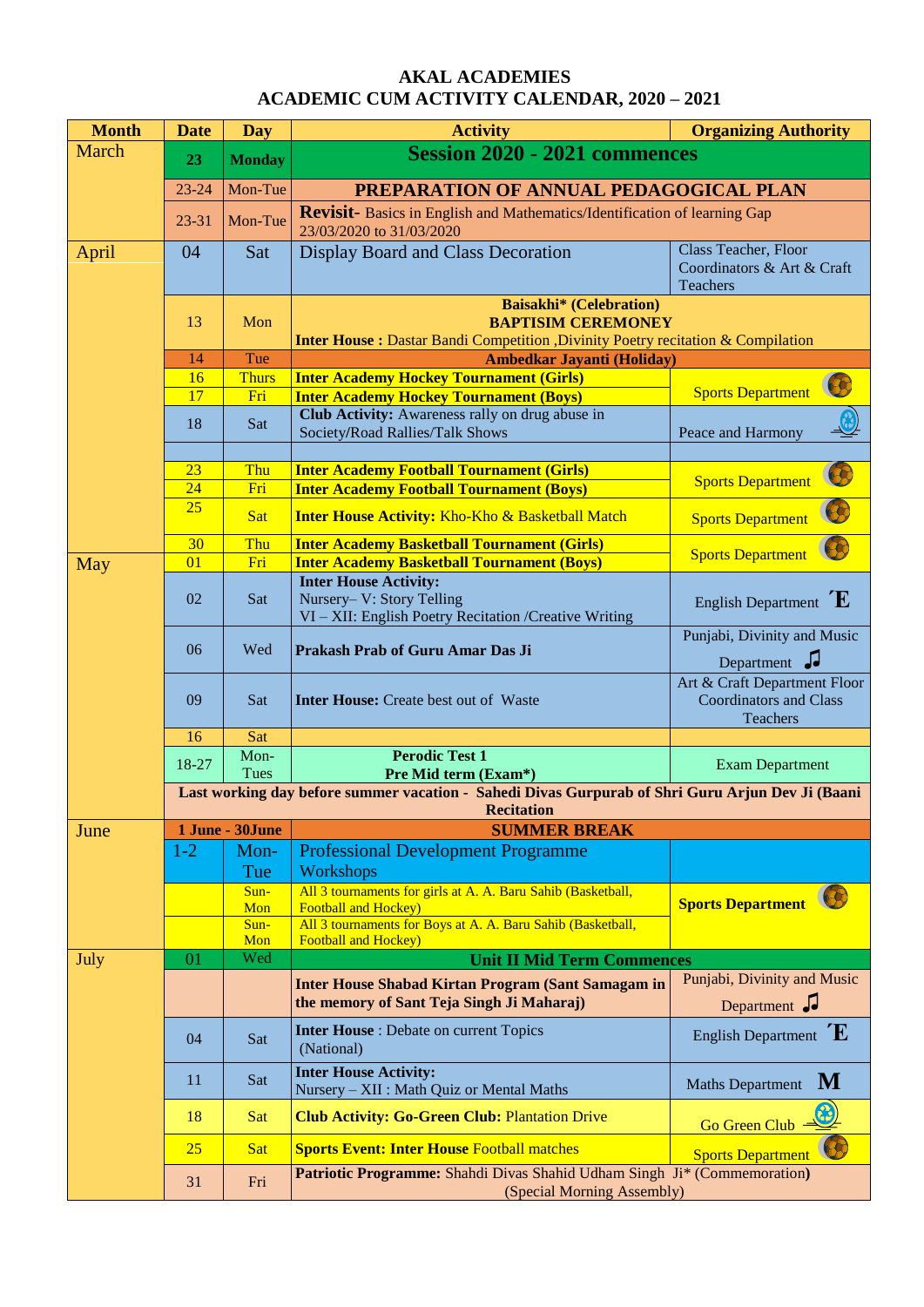# AKAL ACADEMIES
## ACADEMIC CUM ACTIVITY CALENDAR, 2020 – 2021

| Month | Date | Day | Activity | Organizing Authority |
|---|---|---|---|---|
| March | 23 | Monday | **Session 2020 - 2021 commences** | |
| | 23-24 | Mon-Tue | **PREPARATION OF ANNUAL PEDAGOGICAL PLAN** | |
| | 23-31 | Mon-Tue | **Revisit-** Basics in English and Mathematics/Identification of learning Gap 23/03/2020 to 31/03/2020 | |
| April | 04 | Sat | Display Board and Class Decoration | Class Teacher, Floor Coordinators & Art & Craft Teachers |
| | 13 | Mon | **Baisakhi\* (Celebration)** **BAPTISIM CEREMONEY** **Inter House :** Dastar Bandi Competition ,Divinity Poetry recitation & Compilation | |
| | 14 | Tue | **Ambedkar Jayanti (Holiday)** | |
| | 16 | Thurs | **Inter Academy Hockey Tournament (Girls)** | Sports Department |
| | 17 | Fri | **Inter Academy Hockey Tournament (Boys)** | |
| | 18 | Sat | **Club Activity:** Awareness rally on drug abuse in Society/Road Rallies/Talk Shows | Peace and Harmony |
| | | | | |
| | 23 | Thu | **Inter Academy Football Tournament (Girls)** | Sports Department |
| | 24 | Fri | **Inter Academy Football Tournament (Boys)** | |
| | 25 | Sat | **Inter House Activity:** Kho-Kho & Basketball Match | Sports Department |
| | 30 | Thu | **Inter Academy Basketball Tournament (Girls)** | Sports Department |
| May | 01 | Fri | **Inter Academy Basketball Tournament (Boys)** | |
| | 02 | Sat | **Inter House Activity:** Nursery– V: Story Telling VI – XII: English Poetry Recitation /Creative Writing | English Department |
| | 06 | Wed | **Prakash Prab of Guru Amar Das Ji** | Punjabi, Divinity and Music Department |
| | 09 | Sat | **Inter House:** Create best out of Waste | Art & Craft Department Floor Coordinators and Class Teachers |
| | 16 | Sat | | |
| | 18-27 | Mon-Tues | **Perodic Test 1** **Pre Mid term (Exam\*)** | Exam Department |
| | **Last working day before summer vacation - Sahedi Divas Gurpurab of Shri Guru Arjun Dev Ji (Baani Recitation** | | | |
| June | **1 June - 30June** | | **SUMMER BREAK** | |
| | 1-2 | Mon-Tue | Professional Development Programme Workshops | |
| | | Sun-Mon | All 3 tournaments for girls at A. A. Baru Sahib (Basketball, Football and Hockey) | **Sports Department** |
| | | Sun-Mon | All 3 tournaments for Boys at A. A. Baru Sahib (Basketball, Football and Hockey) | |
| July | 01 | Wed | **Unit II Mid Term Commences** | |
| | | | **Inter House Shabad Kirtan Program (Sant Samagam in the memory of Sant Teja Singh Ji Maharaj)** | Punjabi, Divinity and Music Department |
| | 04 | Sat | **Inter House** : Debate on current Topics (National) | English Department |
| | 11 | Sat | **Inter House Activity:** Nursery – XII : Math Quiz or Mental Maths | Maths Department |
| | 18 | Sat | **Club Activity: Go-Green Club:** Plantation Drive | Go Green Club |
| | 25 | Sat | **Sports Event: Inter House** Football matches | Sports Department |
| | 31 | Fri | **Patriotic Programme:** Shahdi Divas Shahid Udham Singh Ji\* (Commemoration) (Special Morning Assembly) | |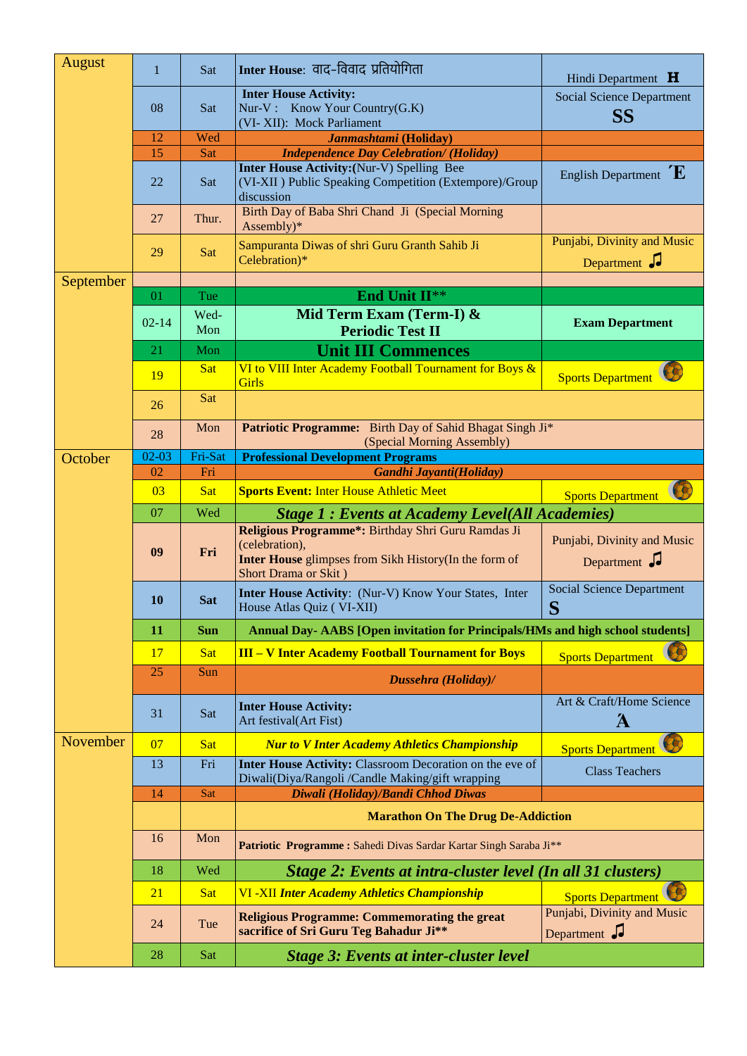| Month | Date | Day | Event | Department |
|---|---|---|---|---|
| August | 1 | Sat | **Inter House**: वाद-विवाद प्रतियोगिता | Hindi Department **H** |
| | 08 | Sat | **Inter House Activity:** Nur-V : Know Your Country(G.K) (VI- XII): Mock Parliament | Social Science Department **SS** |
| | 12 | Wed | ***Janmashtami* (Holiday)** | |
| | 15 | Sat | ***Independence Day Celebration/ (Holiday)*** | |
| | 22 | Sat | **Inter House Activity:**(Nur-V) Spelling Bee (VI-XII ) Public Speaking Competition (Extempore)/Group discussion | English Department **E** |
| | 27 | Thur. | Birth Day of Baba Shri Chand Ji (Special Morning Assembly)* | |
| | 29 | Sat | Sampuranta Diwas of shri Guru Granth Sahib Ji Celebration)* | Punjabi, Divinity and Music Department ♫ |
| September | | | | |
| | 01 | Tue | **End Unit II**** | |
| | 02-14 | Wed-Mon | **Mid Term Exam (Term-I) & Periodic Test II** | **Exam Department** |
| | 21 | Mon | **Unit III Commences** | |
| | 19 | Sat | VI to VIII Inter Academy Football Tournament for Boys & Girls | Sports Department |
| | 26 | Sat | | |
| | 28 | Mon | **Patriotic Programme:** Birth Day of Sahid Bhagat Singh Ji* (Special Morning Assembly) | |
| October | 02-03 | Fri-Sat | **Professional Development Programs** | |
| | 02 | Fri | ***Gandhi Jayanti(Holiday)*** | |
| | 03 | Sat | **Sports Event:** Inter House Athletic Meet | Sports Department |
| | 07 | Wed | ***Stage 1 : Events at Academy Level(All Academies)*** | |
| | **09** | **Fri** | **Religious Programme*:** Birthday Shri Guru Ramdas Ji (celebration), **Inter House** glimpses from Sikh History(In the form of Short Drama or Skit ) | Punjabi, Divinity and Music Department ♫ |
| | **10** | **Sat** | **Inter House Activity**: (Nur-V) Know Your States, Inter House Atlas Quiz ( VI-XII) | Social Science Department **S** |
| | **11** | **Sun** | **Annual Day- AABS [Open invitation for Principals/HMs and high school students]** | |
| | 17 | Sat | **III – V Inter Academy Football Tournament for Boys** | Sports Department |
| | 25 | Sun | ***Dussehra (Holiday)/*** | |
| | 31 | Sat | **Inter House Activity:** Art festival(Art Fist) | Art & Craft/Home Science **A** |
| November | 07 | Sat | ***Nur to V Inter Academy Athletics Championship*** | Sports Department |
| | 13 | Fri | **Inter House Activity:** Classroom Decoration on the eve of Diwali(Diya/Rangoli /Candle Making/gift wrapping | Class Teachers |
| | 14 | Sat | ***Diwali (Holiday)/Bandi Chhod Diwas*** | |
| | | | **Marathon On The Drug De-Addiction** | |
| | 16 | Mon | **Patriotic Programme :** Sahedi Divas Sardar Kartar Singh Saraba Ji** | |
| | 18 | Wed | ***Stage 2: Events at intra-cluster level (In all 31 clusters)*** | |
| | 21 | Sat | VI -XII ***Inter Academy Athletics Championship*** | Sports Department |
| | 24 | Tue | **Religious Programme: Commemorating the great sacrifice of Sri Guru Teg Bahadur Ji**** | Punjabi, Divinity and Music Department ♫ |
| | 28 | Sat | ***Stage 3: Events at inter-cluster level*** | |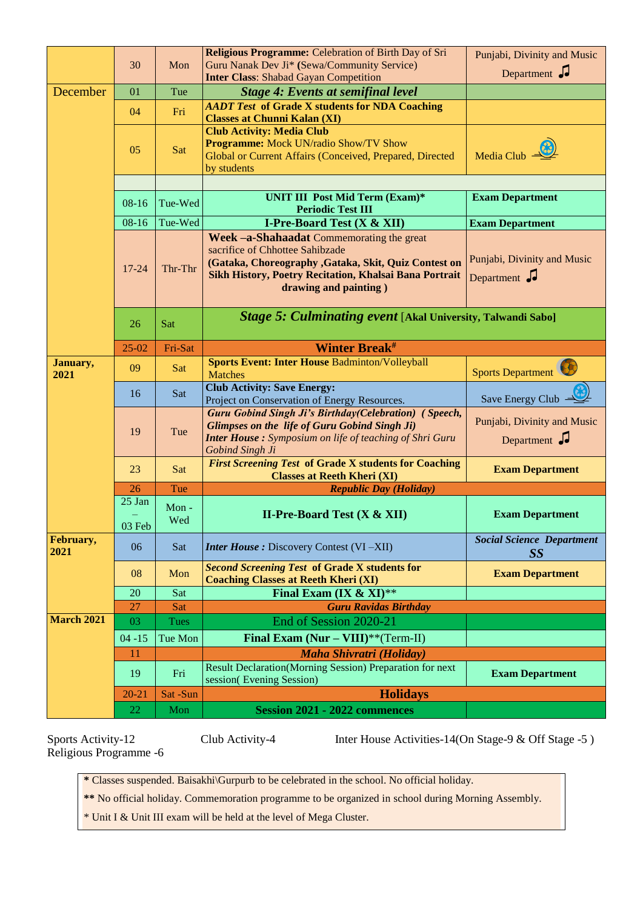|  |  |  |  |  |
|---|---|---|---|---|
|  | 30 | Mon | **Religious Programme:** Celebration of Birth Day of Sri Guru Nanak Dev Ji* **(**Sewa/Community Service) **Inter Class**: Shabad Gayan Competition | Punjabi, Divinity and Music Department |
| December | 01 | Tue | ***Stage 4: Events at semifinal level*** |  |
|  | 04 | Fri | ***AADT Test* of Grade X students for NDA Coaching Classes at Chunni Kalan (XI)** |  |
|  | 05 | Sat | **Club Activity: Media Club** **Programme:** Mock UN/radio Show/TV Show Global or Current Affairs (Conceived, Prepared, Directed by students | Media Club |
|  |  |  |  |  |
|  | 08-16 | Tue-Wed | **UNIT III Post Mid Term (Exam)* Periodic Test III** | **Exam Department** |
|  | 08-16 | Tue-Wed | **I-Pre-Board Test (X & XII)** | **Exam Department** |
|  | 17-24 | Thr-Thr | **Week –a-Shahaadat** Commemorating the great sacrifice of Chhottee Sahibzade **(Gataka, Choreography ,Gataka, Skit, Quiz Contest on Sikh History, Poetry Recitation, Khalsai Bana Portrait drawing and painting )** | Punjabi, Divinity and Music Department |
|  | 26 | Sat | ***Stage 5: Culminating event* [Akal University, Talwandi Sabo]** |  |
|  | 25-02 | Fri-Sat | **Winter Break#** |  |
| **January, 2021** | 09 | Sat | **Sports Event: Inter House** Badminton/Volleyball Matches | Sports Department |
|  | 16 | Sat | **Club Activity: Save Energy:** Project on Conservation of Energy Resources. | Save Energy Club |
|  | 19 | Tue | ***Guru Gobind Singh Ji's Birthday(Celebration) ( Speech, Glimpses on the life of Guru Gobind Singh Ji)*** ***Inter House :*** *Symposium on life of teaching of Shri Guru Gobind Singh Ji* | Punjabi, Divinity and Music Department |
|  | 23 | Sat | ***First Screening Test* of Grade X students for Coaching Classes at Reeth Kheri (XI)** | **Exam Department** |
|  | 26 | Tue | ***Republic Day (Holiday)*** |  |
|  | 25 Jan – 03 Feb | Mon - Wed | **II-Pre-Board Test (X & XII)** | **Exam Department** |
| **February, 2021** | 06 | Sat | ***Inter House :*** Discovery Contest (VI –XII) | ***Social Science Department SS*** |
|  | 08 | Mon | ***Second Screening Test* of Grade X students for Coaching Classes at Reeth Kheri (XI)** | **Exam Department** |
|  | 20 | Sat | **Final Exam (IX & XI)****** |  |
|  | 27 | Sat | ***Guru Ravidas Birthday*** |  |
| **March 2021** | 03 | Tues | End of Session 2020-21 |  |
|  | 04 -15 | Tue Mon | **Final Exam (Nur – VIII)****(Term-II)** |  |
|  | 11 |  | ***Maha Shivratri (Holiday)*** |  |
|  | 19 | Fri | Result Declaration(Morning Session) Preparation for next session( Evening Session) | **Exam Department** |
|  | 20-21 | Sat -Sun | **Holidays** |  |
|  | 22 | Mon | **Session 2021 - 2022 commences** |  |

Sports Activity-12 Club Activity-4 Inter House Activities-14(On Stage-9 & Off Stage -5 )
Religious Programme -6

**\*** Classes suspended. Baisakhi\Gurpurb to be celebrated in the school. No official holiday.

**\*\*** No official holiday. Commemoration programme to be organized in school during Morning Assembly.

\* Unit I & Unit III exam will be held at the level of Mega Cluster.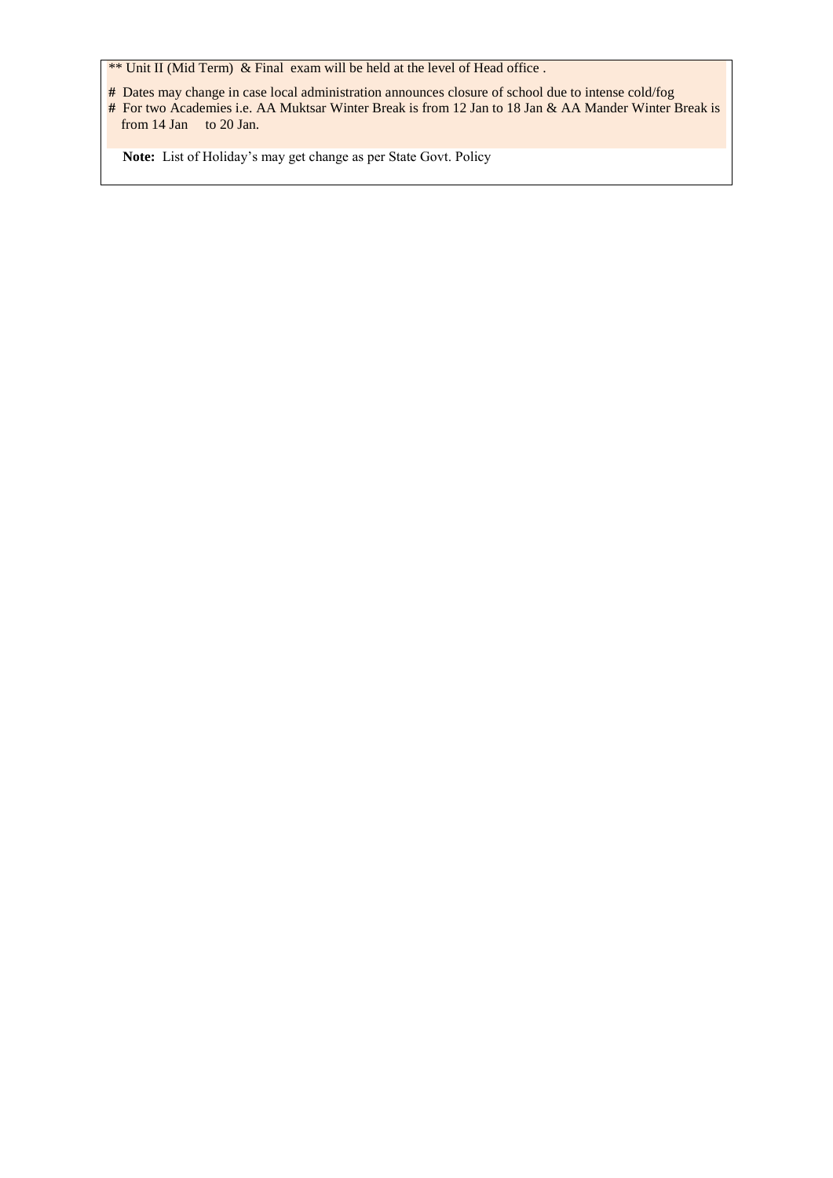** Unit II (Mid Term) & Final exam will be held at the level of Head office .

# Dates may change in case local administration announces closure of school due to intense cold/fog

# For two Academies i.e. AA Muktsar Winter Break is from 12 Jan to 18 Jan & AA Mander Winter Break is from 14 Jan to 20 Jan.

**Note:** List of Holiday's may get change as per State Govt. Policy